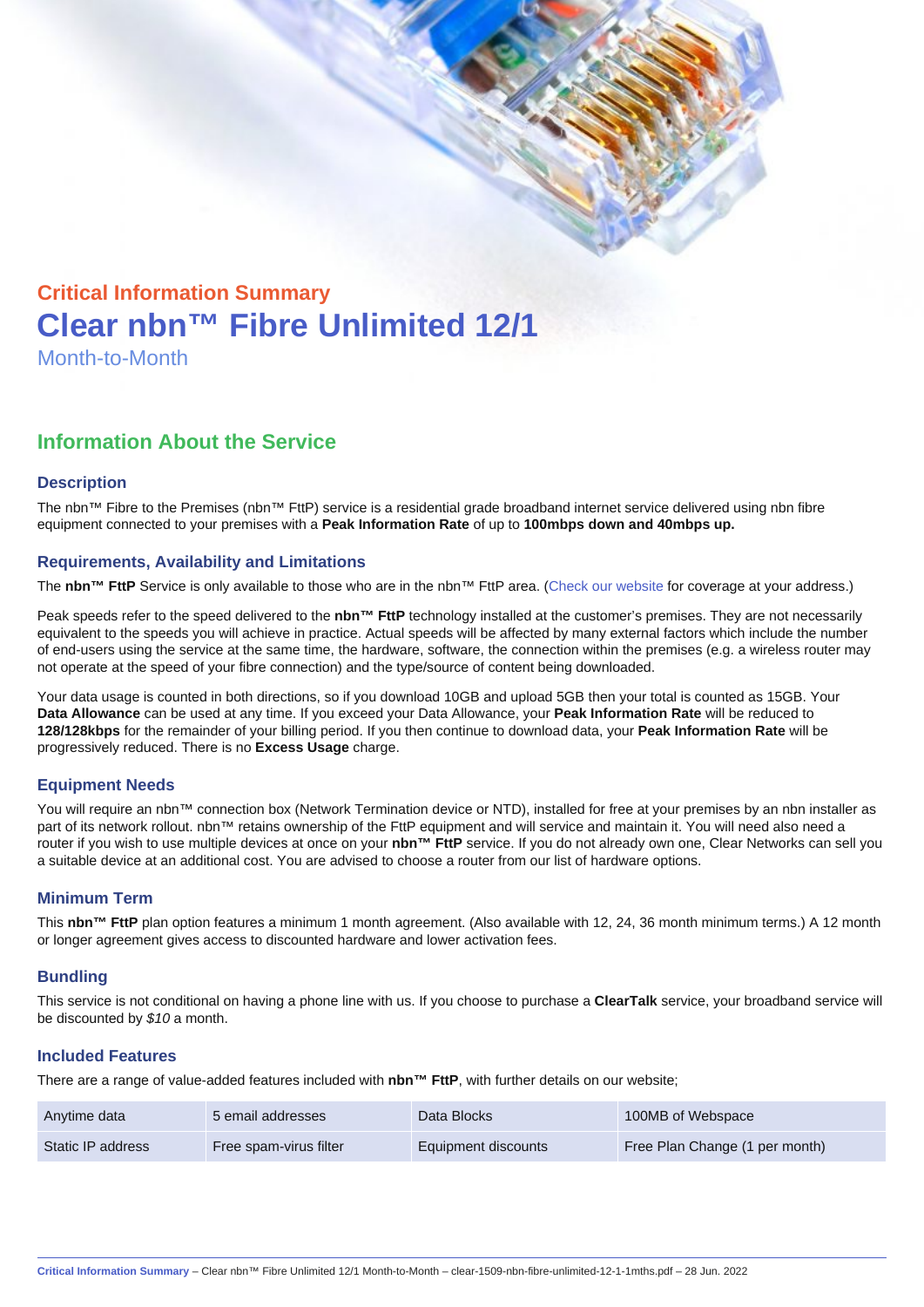## Critical Information Summary

# Clear nbn™ Fibre Unlimited 12/1

Month-to-Month

## Information About the Service

### Description

The nbn™ Fibre to the Premises (nbn™ FttP) service is a residential grade broadband internet service delivered using nbn fibre equipment connected to your premises with a **Peak Information Rate** of up to **100mbps down and 40mbps up.**

### Requirements, Availability and Limitations

The **nbn™ FttP** Service is only available to those who are in the nbn™ FttP area. (Check our website for coverage at your address.)

Peak speeds refer to the speed delivered to the **nbn™ FttP** technology installed at the customer's premises. They are not necessarily equivalent to the speeds you will achieve in practice. Actual speeds will be affected by many external factors which include the number of end-users using the service at the same time, the hardware, software, the connection within the premises (e.g. a wireless router may not operate at the speed of your fibre connection) and the type/source of content being downloaded.

Your data usage is counted in both directions, so if you download 10GB and upload 5GB then your total is counted as 15GB. Your **Data Allowance** can be used at any time. If you exceed your Data Allowance, your **Peak Information Rate** will be reduced to **128/128kbps** for the remainder of your billing period. If you then continue to download data, your **Peak Information Rate** will be progressively reduced. There is no **Excess Usage** charge.

### Equipment Needs

You will require an nbn™ connection box (Network Termination device or NTD), installed for free at your premises by an nbn installer as part of its network rollout. nbn™ retains ownership of the FttP equipment and will service and maintain it. You will need also need a router if you wish to use multiple devices at once on your **nbn™ FttP** service. If you do not already own one, Clear Networks can sell you a suitable device at an additional cost. You are advised to choose a router from our list of hardware options.

### Minimum Term

This **nbn™ FttP** plan option features a minimum 1 month agreement. (Also available with 12, 24, 36 month minimum terms.) A 12 month or longer agreement gives access to discounted hardware and lower activation fees.

### Bundling

This service is not conditional on having a phone line with us. If you choose to purchase a **ClearTalk** service, your broadband service will be discounted by *$10* a month.

### Included Features

There are a range of value-added features included with **nbn™ FttP**, with further details on our website;

| | | | |
|---|---|---|---|
| Anytime data | 5 email addresses | Data Blocks | 100MB of Webspace |
| Static IP address | Free spam-virus filter | Equipment discounts | Free Plan Change (1 per month) |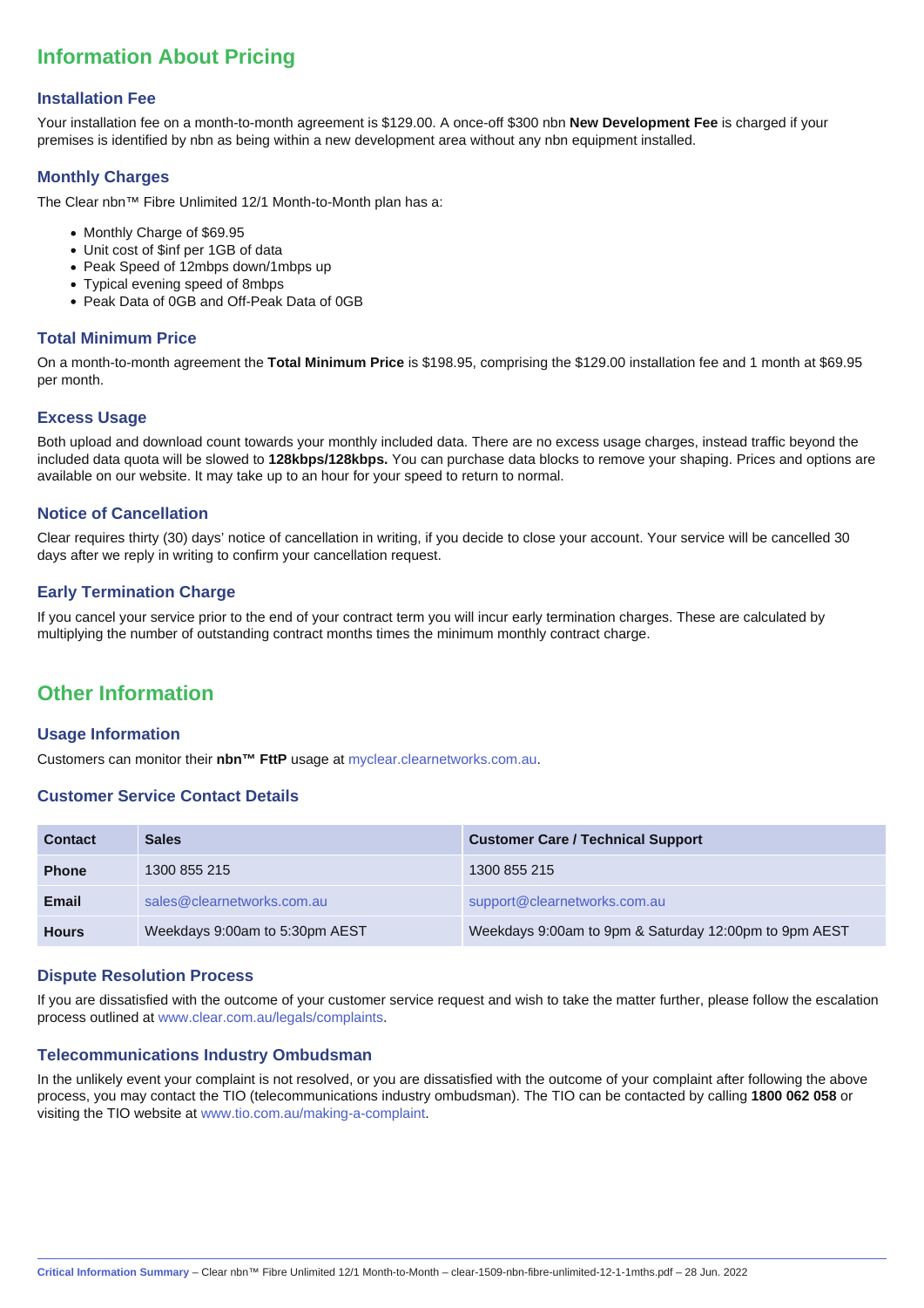## Information About Pricing

### Installation Fee

Your installation fee on a month-to-month agreement is $129.00. A once-off $300 nbn **New Development Fee** is charged if your premises is identified by nbn as being within a new development area without any nbn equipment installed.

### Monthly Charges

The Clear nbn™ Fibre Unlimited 12/1 Month-to-Month plan has a:

- Monthly Charge of $69.95
- Unit cost of $inf per 1GB of data
- Peak Speed of 12mbps down/1mbps up
- Typical evening speed of 8mbps
- Peak Data of 0GB and Off-Peak Data of 0GB

### Total Minimum Price

On a month-to-month agreement the **Total Minimum Price** is $198.95, comprising the $129.00 installation fee and 1 month at $69.95 per month.

### Excess Usage

Both upload and download count towards your monthly included data. There are no excess usage charges, instead traffic beyond the included data quota will be slowed to **128kbps/128kbps.** You can purchase data blocks to remove your shaping. Prices and options are available on our website. It may take up to an hour for your speed to return to normal.

### Notice of Cancellation

Clear requires thirty (30) days' notice of cancellation in writing, if you decide to close your account. Your service will be cancelled 30 days after we reply in writing to confirm your cancellation request.

### Early Termination Charge

If you cancel your service prior to the end of your contract term you will incur early termination charges. These are calculated by multiplying the number of outstanding contract months times the minimum monthly contract charge.

## Other Information

### Usage Information

Customers can monitor their **nbn™ FttP** usage at myclear.clearnetworks.com.au.

### Customer Service Contact Details

| Contact | Sales | Customer Care / Technical Support |
|---|---|---|
| **Phone** | 1300 855 215 | 1300 855 215 |
| **Email** | sales@clearnetworks.com.au | support@clearnetworks.com.au |
| **Hours** | Weekdays 9:00am to 5:30pm AEST | Weekdays 9:00am to 9pm & Saturday 12:00pm to 9pm AEST |

### Dispute Resolution Process

If you are dissatisfied with the outcome of your customer service request and wish to take the matter further, please follow the escalation process outlined at www.clear.com.au/legals/complaints.

### Telecommunications Industry Ombudsman

In the unlikely event your complaint is not resolved, or you are dissatisfied with the outcome of your complaint after following the above process, you may contact the TIO (telecommunications industry ombudsman). The TIO can be contacted by calling **1800 062 058** or visiting the TIO website at www.tio.com.au/making-a-complaint.